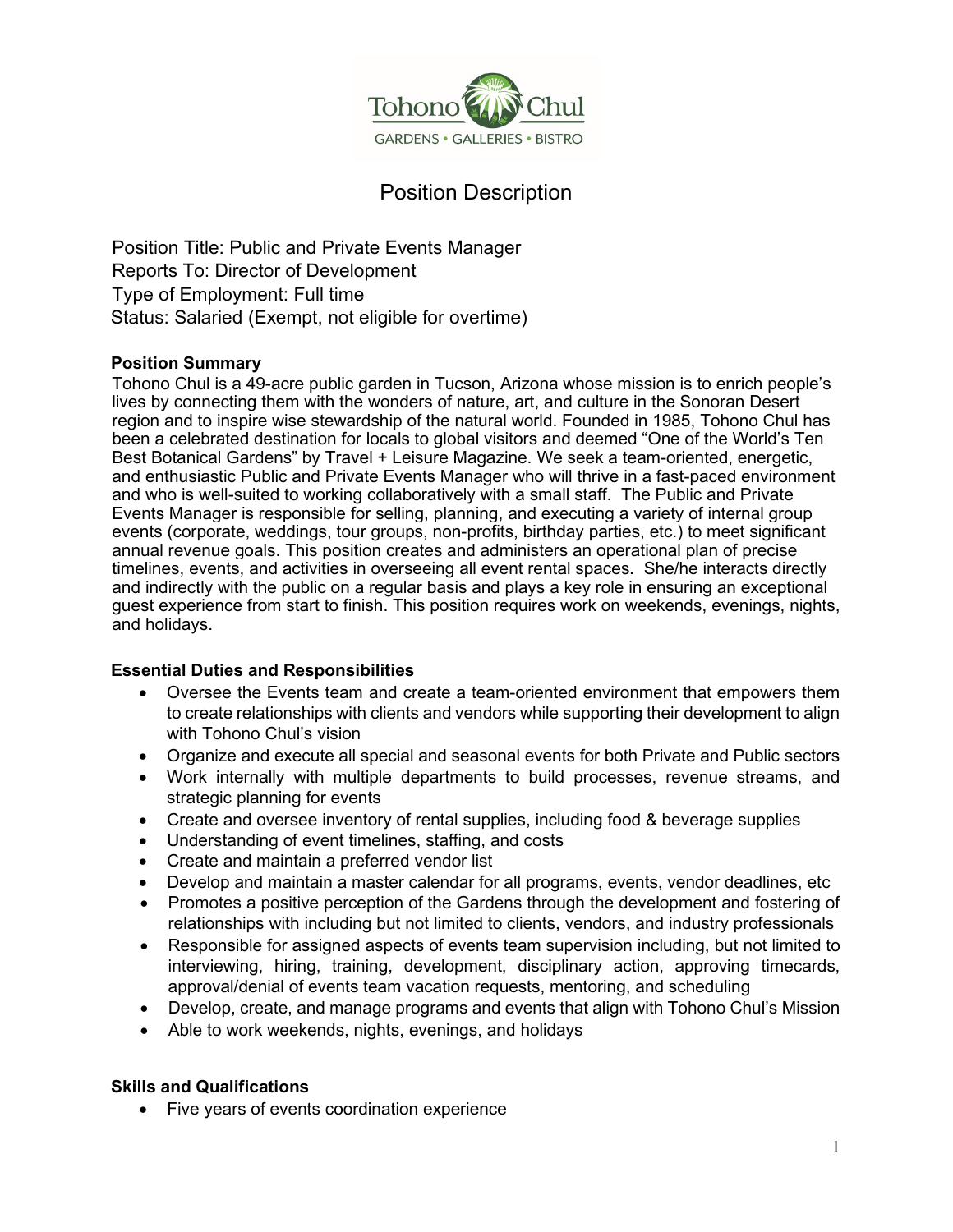Tohono Chul

GARDENS • GALLERIES • BISTRO

# Position Description

Position Title: Public and Private Events Manager
Reports To: Director of Development
Type of Employment: Full time
Status: Salaried (Exempt, not eligible for overtime)

## Position Summary

Tohono Chul is a 49-acre public garden in Tucson, Arizona whose mission is to enrich people's lives by connecting them with the wonders of nature, art, and culture in the Sonoran Desert region and to inspire wise stewardship of the natural world. Founded in 1985, Tohono Chul has been a celebrated destination for locals to global visitors and deemed "One of the World's Ten Best Botanical Gardens" by Travel + Leisure Magazine. We seek a team-oriented, energetic, and enthusiastic Public and Private Events Manager who will thrive in a fast-paced environment and who is well-suited to working collaboratively with a small staff. The Public and Private Events Manager is responsible for selling, planning, and executing a variety of internal group events (corporate, weddings, tour groups, non-profits, birthday parties, etc.) to meet significant annual revenue goals. This position creates and administers an operational plan of precise timelines, events, and activities in overseeing all event rental spaces. She/he interacts directly and indirectly with the public on a regular basis and plays a key role in ensuring an exceptional guest experience from start to finish. This position requires work on weekends, evenings, nights, and holidays.

## Essential Duties and Responsibilities

- Oversee the Events team and create a team-oriented environment that empowers them to create relationships with clients and vendors while supporting their development to align with Tohono Chul's vision
- Organize and execute all special and seasonal events for both Private and Public sectors
- Work internally with multiple departments to build processes, revenue streams, and strategic planning for events
- Create and oversee inventory of rental supplies, including food & beverage supplies
- Understanding of event timelines, staffing, and costs
- Create and maintain a preferred vendor list
- Develop and maintain a master calendar for all programs, events, vendor deadlines, etc
- Promotes a positive perception of the Gardens through the development and fostering of relationships with including but not limited to clients, vendors, and industry professionals
- Responsible for assigned aspects of events team supervision including, but not limited to interviewing, hiring, training, development, disciplinary action, approving timecards, approval/denial of events team vacation requests, mentoring, and scheduling
- Develop, create, and manage programs and events that align with Tohono Chul's Mission
- Able to work weekends, nights, evenings, and holidays

## Skills and Qualifications

- Five years of events coordination experience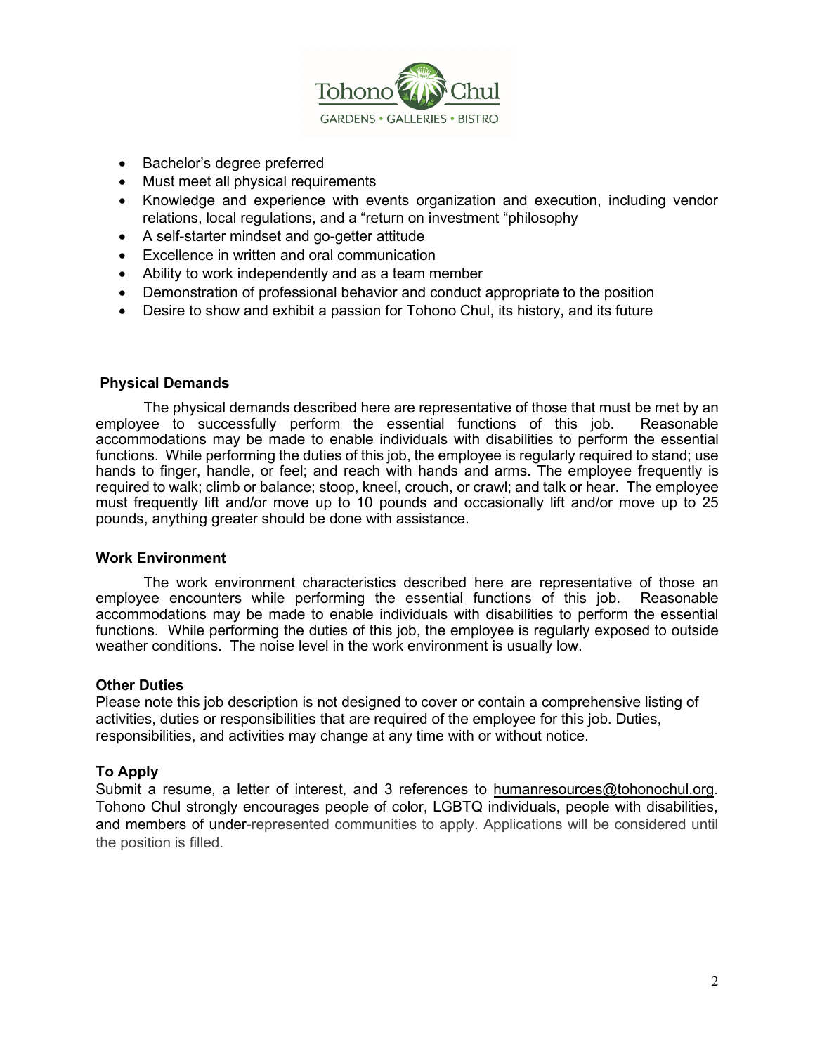- Bachelor's degree preferred
- Must meet all physical requirements
- Knowledge and experience with events organization and execution, including vendor relations, local regulations, and a "return on investment "philosophy
- A self-starter mindset and go-getter attitude
- Excellence in written and oral communication
- Ability to work independently and as a team member
- Demonstration of professional behavior and conduct appropriate to the position
- Desire to show and exhibit a passion for Tohono Chul, its history, and its future

**Physical Demands**

The physical demands described here are representative of those that must be met by an employee to successfully perform the essential functions of this job. Reasonable accommodations may be made to enable individuals with disabilities to perform the essential functions. While performing the duties of this job, the employee is regularly required to stand; use hands to finger, handle, or feel; and reach with hands and arms. The employee frequently is required to walk; climb or balance; stoop, kneel, crouch, or crawl; and talk or hear. The employee must frequently lift and/or move up to 10 pounds and occasionally lift and/or move up to 25 pounds, anything greater should be done with assistance.

**Work Environment**

The work environment characteristics described here are representative of those an employee encounters while performing the essential functions of this job. Reasonable accommodations may be made to enable individuals with disabilities to perform the essential functions. While performing the duties of this job, the employee is regularly exposed to outside weather conditions. The noise level in the work environment is usually low.

**Other Duties**

Please note this job description is not designed to cover or contain a comprehensive listing of activities, duties or responsibilities that are required of the employee for this job. Duties, responsibilities, and activities may change at any time with or without notice.

**To Apply**

Submit a resume, a letter of interest, and 3 references to humanresources@tohonochul.org. Tohono Chul strongly encourages people of color, LGBTQ individuals, people with disabilities, and members of under-represented communities to apply. Applications will be considered until the position is filled.